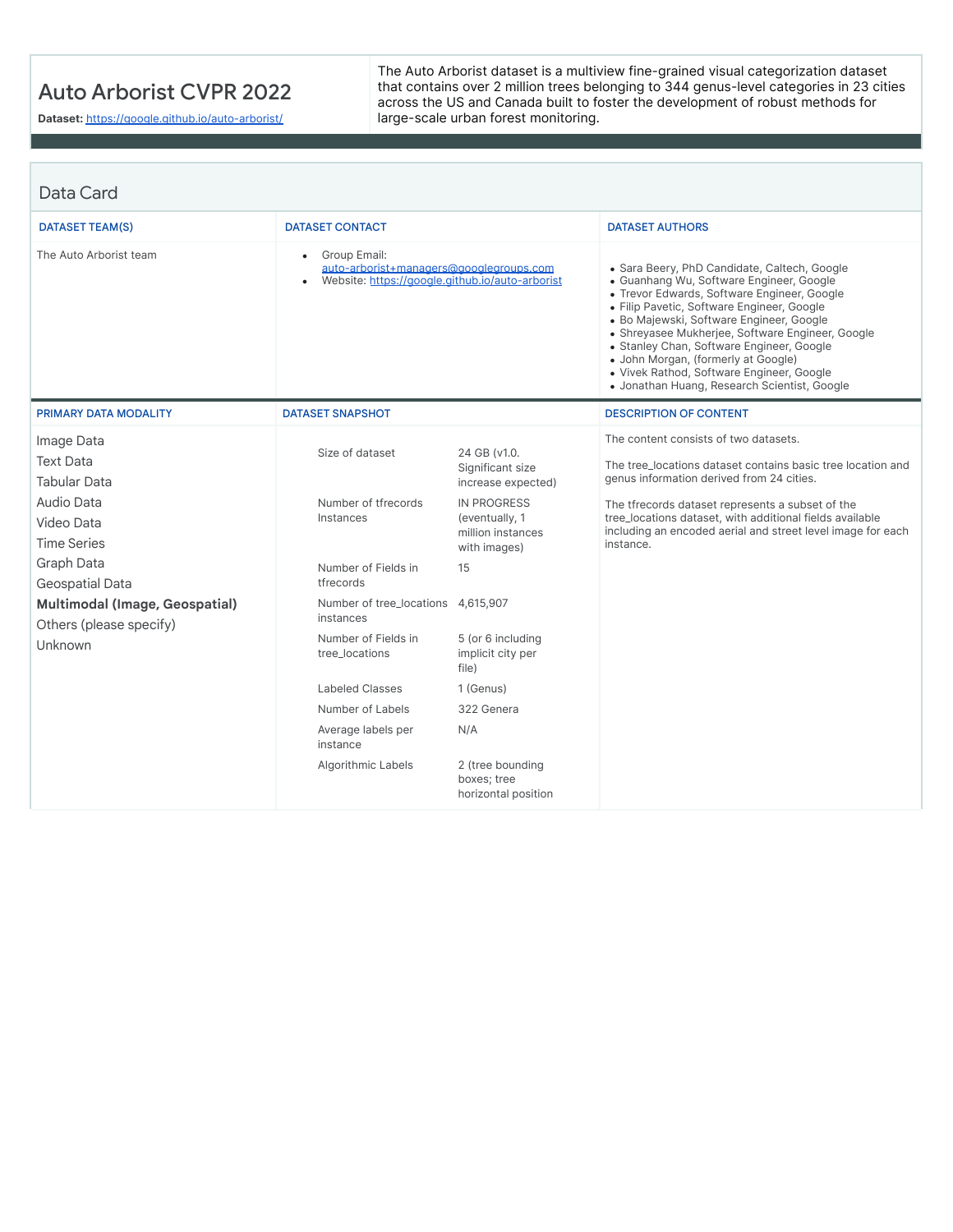# Auto Arborist CVPR 2022

**Dataset:** https://google.github.io/auto-arborist/

The Auto Arborist dataset is a multiview fine-grained visual categorization dataset that contains over 2 million trees belonging to 344 genus-level categories in 23 cities across the US and Canada built to foster the development of robust methods for large-scale urban forest monitoring.

## Data Card

### DATASET TEAM(S)

The Auto Arborist team

### DATASET CONTACT

- Group Email: auto-arborist+managers@googlegroups.com
- Website: https://google.github.io/auto-arborist

### DATASET AUTHORS

- Sara Beery, PhD Candidate, Caltech, Google
- Guanhang Wu, Software Engineer, Google
- Trevor Edwards, Software Engineer, Google
- Filip Pavetic, Software Engineer, Google
- Bo Majewski, Software Engineer, Google
- Shreyasee Mukherjee, Software Engineer, Google
- Stanley Chan, Software Engineer, Google
- John Morgan, (formerly at Google)
- Vivek Rathod, Software Engineer, Google
- Jonathan Huang, Research Scientist, Google

### PRIMARY DATA MODALITY

Image Data
Text Data
Tabular Data
Audio Data
Video Data
Time Series
Graph Data
Geospatial Data
**Multimodal (Image, Geospatial)**
Others (please specify)
Unknown

### DATASET SNAPSHOT

| | |
|---|---|
| Size of dataset | 24 GB (v1.0. Significant size increase expected) |
| Number of tfrecords Instances | IN PROGRESS (eventually, 1 million instances with images) |
| Number of Fields in tfrecords | 15 |
| Number of tree_locations instances | 4,615,907 |
| Number of Fields in tree_locations | 5 (or 6 including implicit city per file) |
| Labeled Classes | 1 (Genus) |
| Number of Labels | 322 Genera |
| Average labels per instance | N/A |
| Algorithmic Labels | 2 (tree bounding boxes; tree horizontal position |

### DESCRIPTION OF CONTENT

The content consists of two datasets.

The tree_locations dataset contains basic tree location and genus information derived from 24 cities.

The tfrecords dataset represents a subset of the tree_locations dataset, with additional fields available including an encoded aerial and street level image for each instance.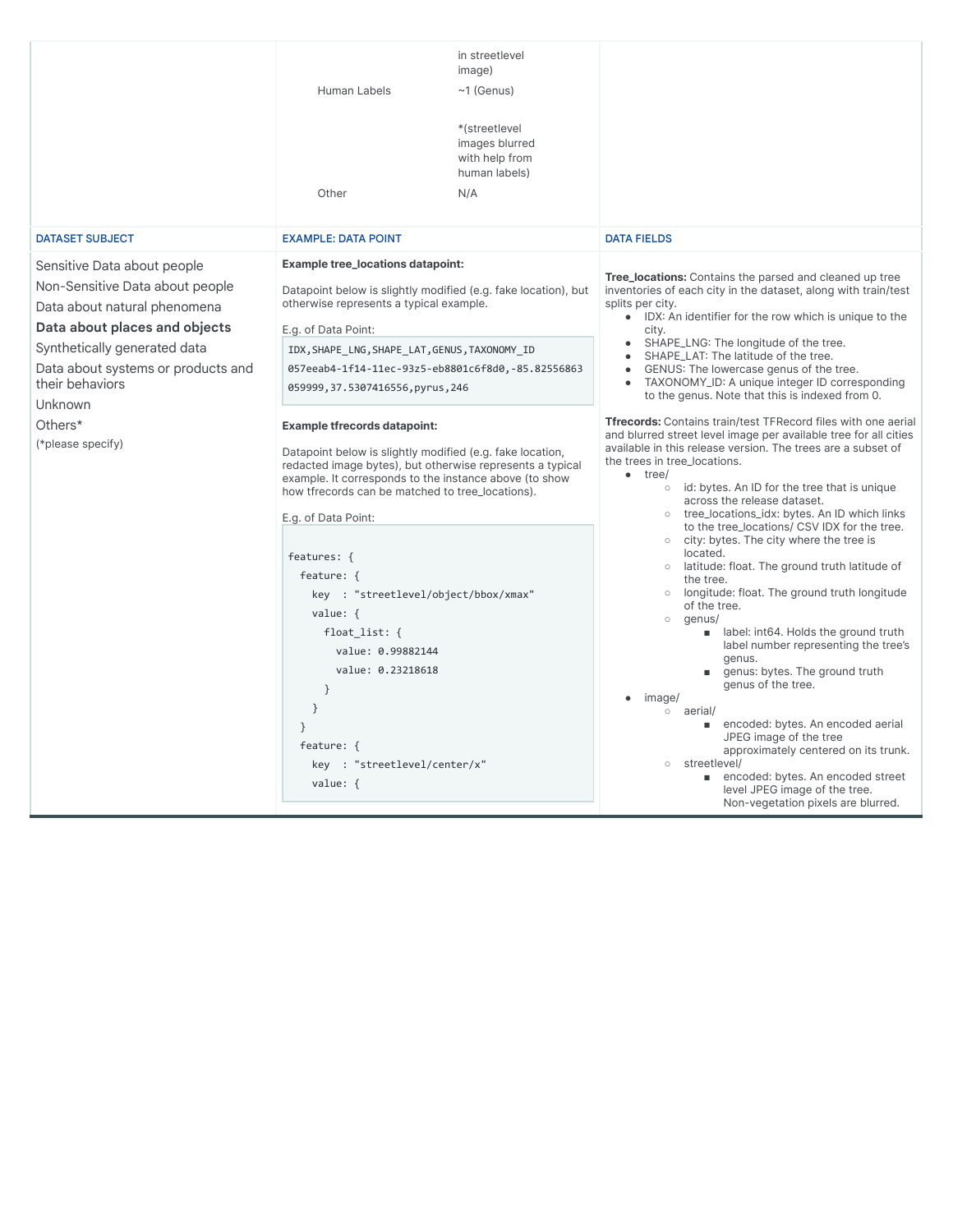| | | |
|---|---|---|
| | in streetlevel image) | |
| | Human Labels ~1 (Genus) | |
| | *(streetlevel images blurred with help from human labels) | |
| | Other N/A | |

| DATASET SUBJECT | EXAMPLE: DATA POINT | DATA FIELDS |
|---|---|---|
| Sensitive Data about people<br>Non-Sensitive Data about people<br>Data about natural phenomena<br>**Data about places and objects**<br>Synthetically generated data<br>Data about systems or products and their behaviors<br>Unknown<br>Others*<br>(*please specify) | **Example tree_locations datapoint:**<br><br>Datapoint below is slightly modified (e.g. fake location), but otherwise represents a typical example.<br><br>E.g. of Data Point:<br>`IDX,SHAPE_LNG,SHAPE_LAT,GENUS,TAXONOMY_ID`<br>`057eeab4-1f14-11ec-93z5-eb8801c6f8d0,-85.82556863059999,37.5307416556,pyrus,246`<br><br>**Example tfrecords datapoint:**<br><br>Datapoint below is slightly modified (e.g. fake location, redacted image bytes), but otherwise represents a typical example. It corresponds to the instance above (to show how tfrecords can be matched to tree_locations).<br><br>E.g. of Data Point:<br>`features: {`<br>`  feature: {`<br>`    key  : "streetlevel/object/bbox/xmax"`<br>`    value: {`<br>`      float_list: {`<br>`        value: 0.99882144`<br>`        value: 0.23218618`<br>`      }`<br>`    }`<br>`  }`<br>`  feature: {`<br>`    key  : "streetlevel/center/x"`<br>`    value: {` | **Tree_locations:** Contains the parsed and cleaned up tree inventories of each city in the dataset, along with train/test splits per city.<br>• IDX: An identifier for the row which is unique to the city.<br>• SHAPE_LNG: The longitude of the tree.<br>• SHAPE_LAT: The latitude of the tree.<br>• GENUS: The lowercase genus of the tree.<br>• TAXONOMY_ID: A unique integer ID corresponding to the genus. Note that this is indexed from 0.<br><br>**Tfrecords:** Contains train/test TFRecord files with one aerial and blurred street level image per available tree for all cities available in this release version. The trees are a subset of the trees in tree_locations.<br>• tree/<br>  ○ id: bytes. An ID for the tree that is unique across the release dataset.<br>  ○ tree_locations_idx: bytes. An ID which links to the tree_locations/ CSV IDX for the tree.<br>  ○ city: bytes. The city where the tree is located.<br>  ○ latitude: float. The ground truth latitude of the tree.<br>  ○ longitude: float. The ground truth longitude of the tree.<br>  ○ genus/<br>    ■ label: int64. Holds the ground truth label number representing the tree's genus.<br>    ■ genus: bytes. The ground truth genus of the tree.<br>• image/<br>  ○ aerial/<br>    ■ encoded: bytes. An encoded aerial JPEG image of the tree approximately centered on its trunk.<br>  ○ streetlevel/<br>    ■ encoded: bytes. An encoded street level JPEG image of the tree. Non-vegetation pixels are blurred. |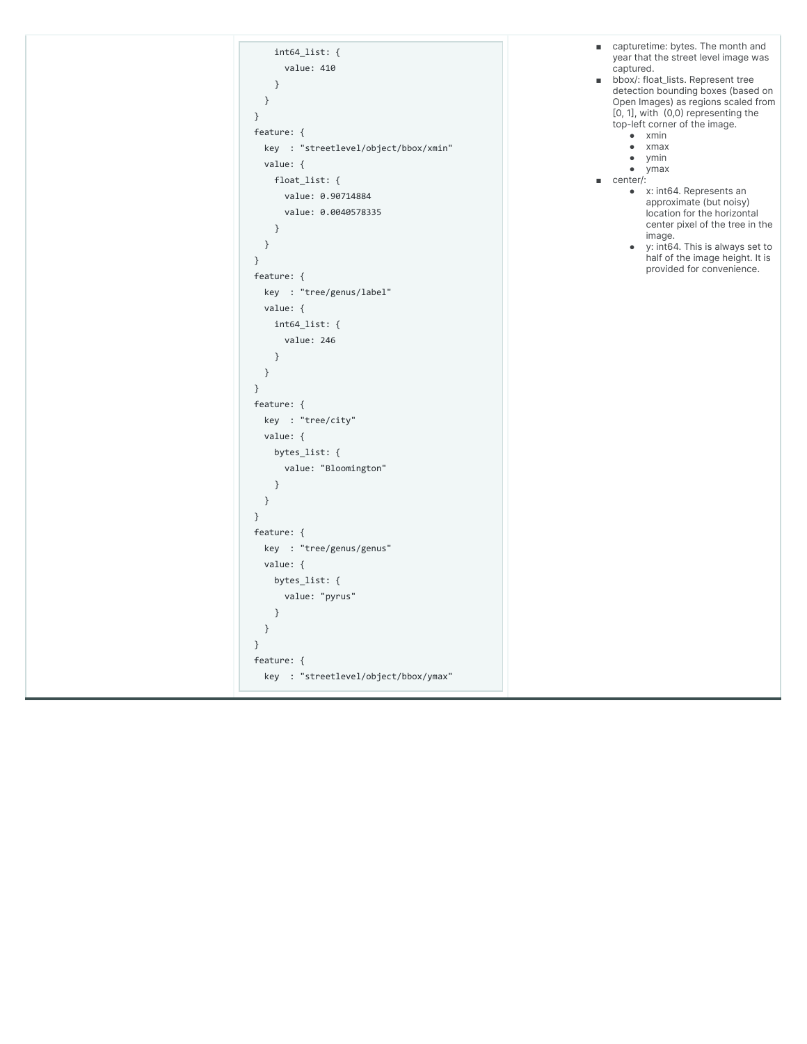```
      int64_list: {
        value: 410
      }
    }
  }
  feature: {
    key  : "streetlevel/object/bbox/xmin"
    value: {
      float_list: {
        value: 0.90714884
        value: 0.0040578335
      }
    }
  }
  feature: {
    key  : "tree/genus/label"
    value: {
      int64_list: {
        value: 246
      }
    }
  }
  feature: {
    key  : "tree/city"
    value: {
      bytes_list: {
        value: "Bloomington"
      }
    }
  }
  feature: {
    key  : "tree/genus/genus"
    value: {
      bytes_list: {
        value: "pyrus"
      }
    }
  }
  feature: {
    key  : "streetlevel/object/bbox/ymax"
```

- capturetime: bytes. The month and year that the street level image was captured.
- bbox/: float_lists. Represent tree detection bounding boxes (based on Open Images) as regions scaled from [0, 1], with (0,0) representing the top-left corner of the image.
  - xmin
  - xmax
  - ymin
  - ymax
- center/:
  - x: int64. Represents an approximate (but noisy) location for the horizontal center pixel of the tree in the image.
  - y: int64. This is always set to half of the image height. It is provided for convenience.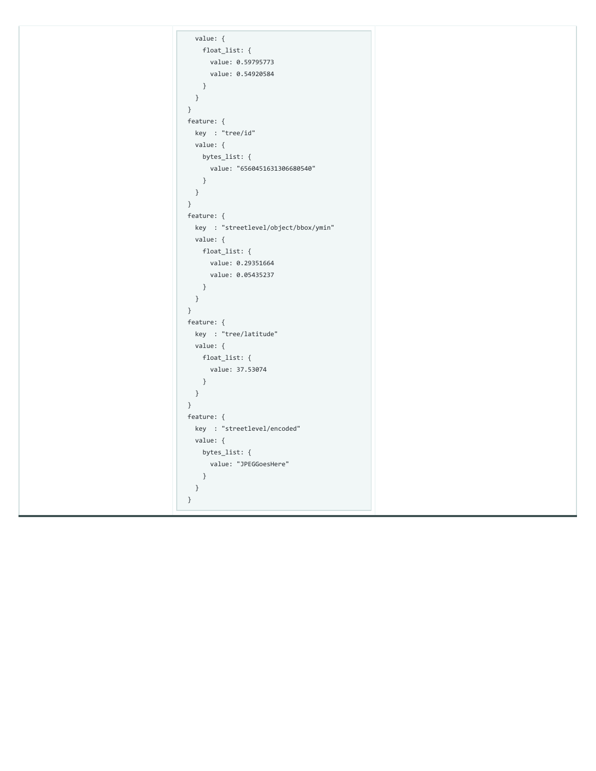```
    value: {
      float_list: {
        value: 0.59795773
        value: 0.54920584
      }
    }
  }
  feature: {
    key  : "tree/id"
    value: {
      bytes_list: {
        value: "6560451631306680540"
      }
    }
  }
  feature: {
    key  : "streetlevel/object/bbox/ymin"
    value: {
      float_list: {
        value: 0.29351664
        value: 0.05435237
      }
    }
  }
  feature: {
    key  : "tree/latitude"
    value: {
      float_list: {
        value: 37.53074
      }
    }
  }
  feature: {
    key  : "streetlevel/encoded"
    value: {
      bytes_list: {
        value: "JPEGGoesHere"
      }
    }
  }
```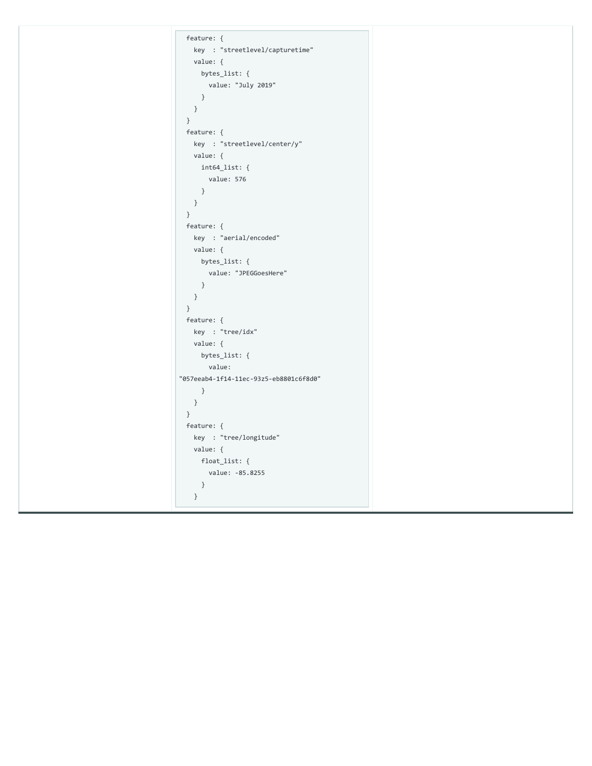```
  feature: {
    key  : "streetlevel/capturetime"
    value: {
      bytes_list: {
        value: "July 2019"
      }
    }
  }
  feature: {
    key  : "streetlevel/center/y"
    value: {
      int64_list: {
        value: 576
      }
    }
  }
  feature: {
    key  : "aerial/encoded"
    value: {
      bytes_list: {
        value: "JPEGGoesHere"
      }
    }
  }
  feature: {
    key  : "tree/idx"
    value: {
      bytes_list: {
        value:
"057eeab4-1f14-11ec-93z5-eb8801c6f8d0"
      }
    }
  }
  feature: {
    key  : "tree/longitude"
    value: {
      float_list: {
        value: -85.8255
      }
    }
```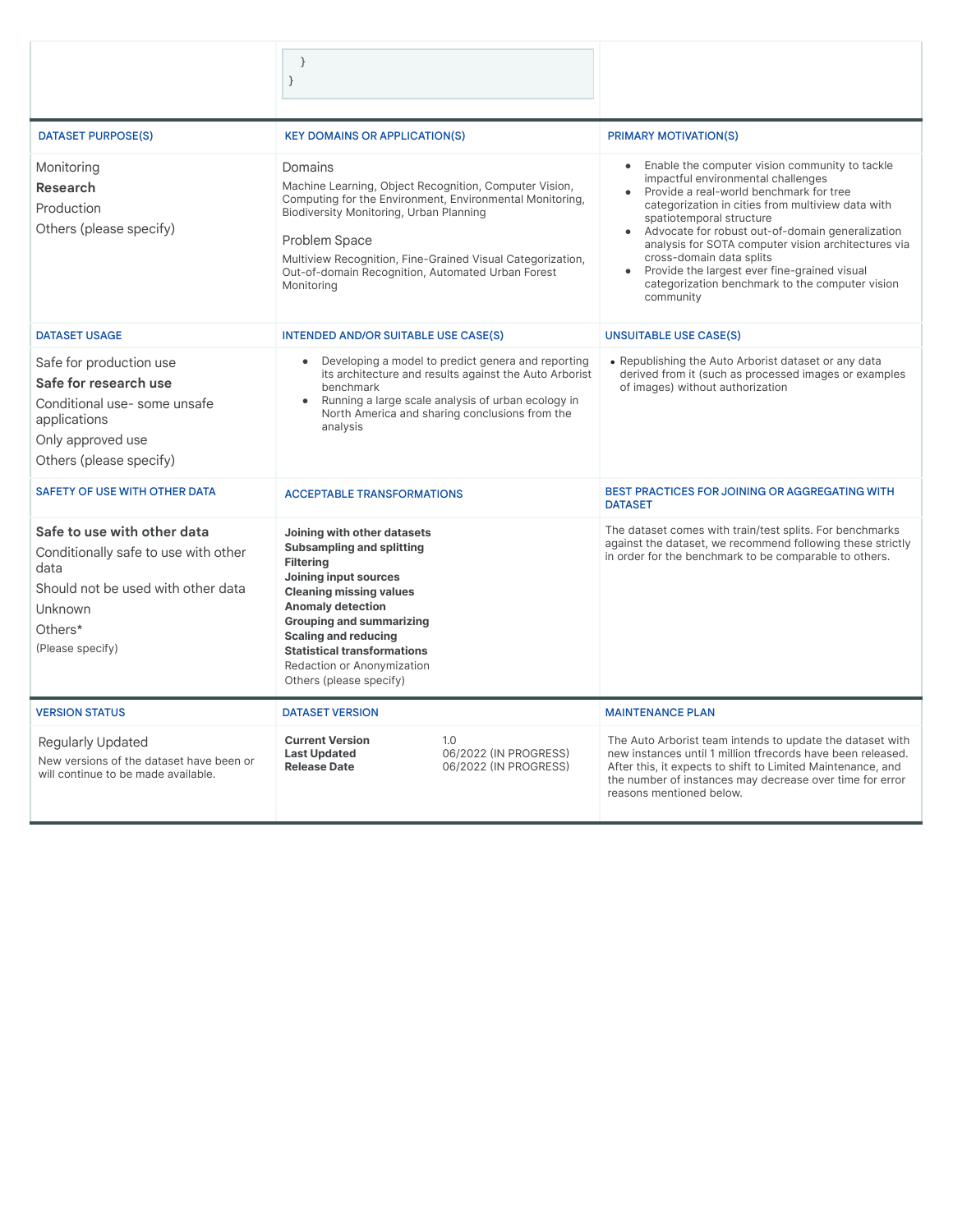```
  }
}
```

| DATASET PURPOSE(S) | KEY DOMAINS OR APPLICATION(S) | PRIMARY MOTIVATION(S) |
|---|---|---|
| Monitoring<br>**Research**<br>Production<br>Others (please specify) | Domains<br>Machine Learning, Object Recognition, Computer Vision, Computing for the Environment, Environmental Monitoring, Biodiversity Monitoring, Urban Planning<br><br>Problem Space<br>Multiview Recognition, Fine-Grained Visual Categorization, Out-of-domain Recognition, Automated Urban Forest Monitoring | • Enable the computer vision community to tackle impactful environmental challenges<br>• Provide a real-world benchmark for tree categorization in cities from multiview data with spatiotemporal structure<br>• Advocate for robust out-of-domain generalization analysis for SOTA computer vision architectures via cross-domain data splits<br>• Provide the largest ever fine-grained visual categorization benchmark to the computer vision community |

| DATASET USAGE | INTENDED AND/OR SUITABLE USE CASE(S) | UNSUITABLE USE CASE(S) |
|---|---|---|
| Safe for production use<br>**Safe for research use**<br>Conditional use- some unsafe applications<br>Only approved use<br>Others (please specify) | • Developing a model to predict genera and reporting its architecture and results against the Auto Arborist benchmark<br>• Running a large scale analysis of urban ecology in North America and sharing conclusions from the analysis | • Republishing the Auto Arborist dataset or any data derived from it (such as processed images or examples of images) without authorization |

| SAFETY OF USE WITH OTHER DATA | ACCEPTABLE TRANSFORMATIONS | BEST PRACTICES FOR JOINING OR AGGREGATING WITH DATASET |
|---|---|---|
| **Safe to use with other data**<br>Conditionally safe to use with other data<br>Should not be used with other data<br>Unknown<br>Others*<br>(Please specify) | **Joining with other datasets**<br>**Subsampling and splitting**<br>**Filtering**<br>**Joining input sources**<br>**Cleaning missing values**<br>**Anomaly detection**<br>**Grouping and summarizing**<br>**Scaling and reducing**<br>**Statistical transformations**<br>Redaction or Anonymization<br>Others (please specify) | The dataset comes with train/test splits. For benchmarks against the dataset, we recommend following these strictly in order for the benchmark to be comparable to others. |

| VERSION STATUS | DATASET VERSION | MAINTENANCE PLAN |
|---|---|---|
| Regularly Updated<br>New versions of the dataset have been or will continue to be made available. | **Current Version** 1.0<br>**Last Updated** 06/2022 (IN PROGRESS)<br>**Release Date** 06/2022 (IN PROGRESS) | The Auto Arborist team intends to update the dataset with new instances until 1 million tfrecords have been released. After this, it expects to shift to Limited Maintenance, and the number of instances may decrease over time for error reasons mentioned below. |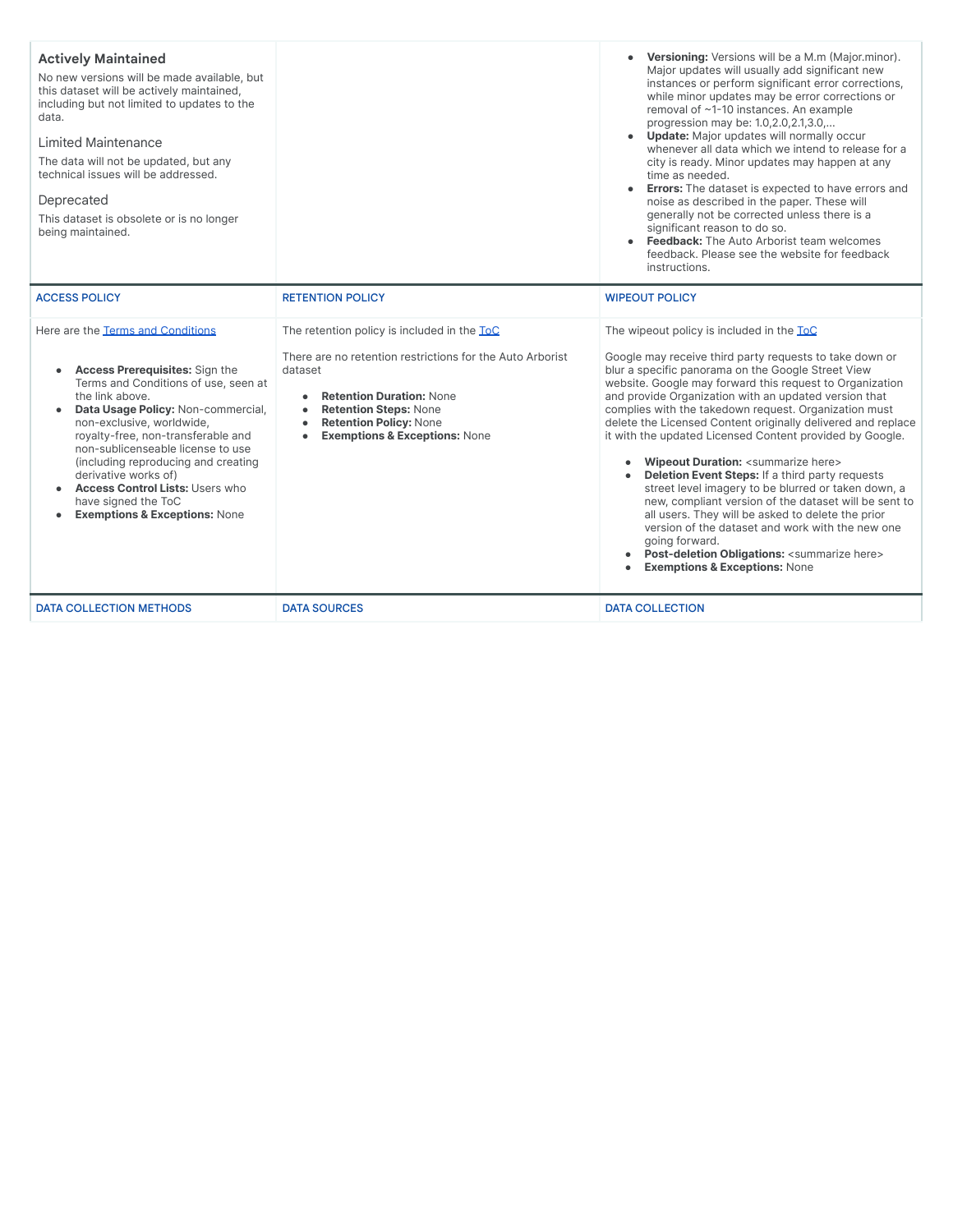| | | |
|---|---|---|
| **Actively Maintained**<br>No new versions will be made available, but this dataset will be actively maintained, including but not limited to updates to the data.<br><br>Limited Maintenance<br>The data will not be updated, but any technical issues will be addressed.<br><br>Deprecated<br>This dataset is obsolete or is no longer being maintained. | | • **Versioning:** Versions will be a M.m (Major.minor). Major updates will usually add significant new instances or perform significant error corrections, while minor updates may be error corrections or removal of ~1-10 instances. An example progression may be: 1.0,2.0,2.1,3.0,...<br>• **Update:** Major updates will normally occur whenever all data which we intend to release for a city is ready. Minor updates may happen at any time as needed.<br>• **Errors:** The dataset is expected to have errors and noise as described in the paper. These will generally not be corrected unless there is a significant reason to do so.<br>• **Feedback:** The Auto Arborist team welcomes feedback. Please see the website for feedback instructions. |
| ACCESS POLICY | RETENTION POLICY | WIPEOUT POLICY |
| Here are the [Terms and Conditions]<br><br>• **Access Prerequisites:** Sign the Terms and Conditions of use, seen at the link above.<br>• **Data Usage Policy:** Non-commercial, non-exclusive, worldwide, royalty-free, non-transferable and non-sublicenseable license to use (including reproducing and creating derivative works of)<br>• **Access Control Lists:** Users who have signed the ToC<br>• **Exemptions & Exceptions:** None | The retention policy is included in the [ToC]<br><br>There are no retention restrictions for the Auto Arborist dataset<br><br>• **Retention Duration:** None<br>• **Retention Steps:** None<br>• **Retention Policy:** None<br>• **Exemptions & Exceptions:** None | The wipeout policy is included in the [ToC]<br><br>Google may receive third party requests to take down or blur a specific panorama on the Google Street View website. Google may forward this request to Organization and provide Organization with an updated version that complies with the takedown request. Organization must delete the Licensed Content originally delivered and replace it with the updated Licensed Content provided by Google.<br><br>• **Wipeout Duration:** <summarize here><br>• **Deletion Event Steps:** If a third party requests street level imagery to be blurred or taken down, a new, compliant version of the dataset will be sent to all users. They will be asked to delete the prior version of the dataset and work with the new one going forward.<br>• **Post-deletion Obligations:** <summarize here><br>• **Exemptions & Exceptions:** None |
| DATA COLLECTION METHODS | DATA SOURCES | DATA COLLECTION |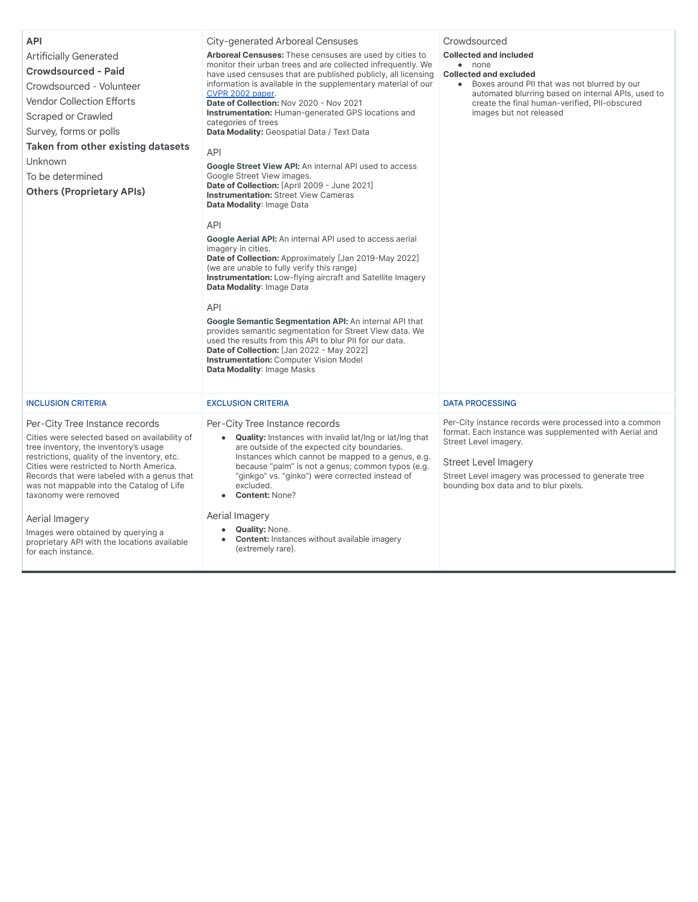**API**

Artificially Generated

**Crowdsourced - Paid**

Crowdsourced - Volunteer

Vendor Collection Efforts

Scraped or Crawled

Survey, forms or polls

**Taken from other existing datasets**

Unknown

To be determined

**Others (Proprietary APIs)**

### City-generated Arboreal Censuses

**Arboreal Censuses:** These censuses are used by cities to monitor their urban trees and are collected infrequently. We have used censuses that are published publicly, all licensing information is available in the supplementary material of our [CVPR 2002 paper](#).
**Date of Collection:** Nov 2020 - Nov 2021
**Instrumentation:** Human-generated GPS locations and categories of trees
**Data Modality:** Geospatial Data / Text Data

### API

**Google Street View API:** An internal API used to access Google Street View images.
**Date of Collection:** [April 2009 - June 2021]
**Instrumentation:** Street View Cameras
**Data Modality**: Image Data

### API

**Google Aerial API:** An internal API used to access aerial imagery in cities.
**Date of Collection:** Approximately [Jan 2019-May 2022] (we are unable to fully verify this range)
**Instrumentation:** Low-flying aircraft and Satellite Imagery
**Data Modality**: Image Data

### API

**Google Semantic Segmentation API:** An internal API that provides semantic segmentation for Street View data. We used the results from this API to blur PII for our data.
**Date of Collection:** [Jan 2022 - May 2022]
**Instrumentation:** Computer Vision Model
**Data Modality**: Image Masks

### Crowdsourced

**Collected and included**

- none

**Collected and excluded**

- Boxes around PII that was not blurred by our automated blurring based on internal APIs, used to create the final human-verified, PII-obscured images but not released

## INCLUSION CRITERIA

### Per-City Tree Instance records

Cities were selected based on availability of tree inventory, the inventory's usage restrictions, quality of the inventory, etc. Cities were restricted to North America. Records that were labeled with a genus that was not mappable into the Catalog of Life taxonomy were removed

### Aerial Imagery

Images were obtained by querying a proprietary API with the locations available for each instance.

## EXCLUSION CRITERIA

### Per-City Tree Instance records

- **Quality:** Instances with invalid lat/lng or lat/lng that are outside of the expected city boundaries. Instances which cannot be mapped to a genus, e.g. because "palm" is not a genus; common typos (e.g. "ginkgo" vs. "ginko") were corrected instead of excluded.
- **Content:** None?

### Aerial Imagery

- **Quality:** None.
- **Content:** Instances without available imagery (extremely rare).

## DATA PROCESSING

Per-City instance records were processed into a common format. Each instance was supplemented with Aerial and Street Level imagery.

### Street Level Imagery

Street Level imagery was processed to generate tree bounding box data and to blur pixels.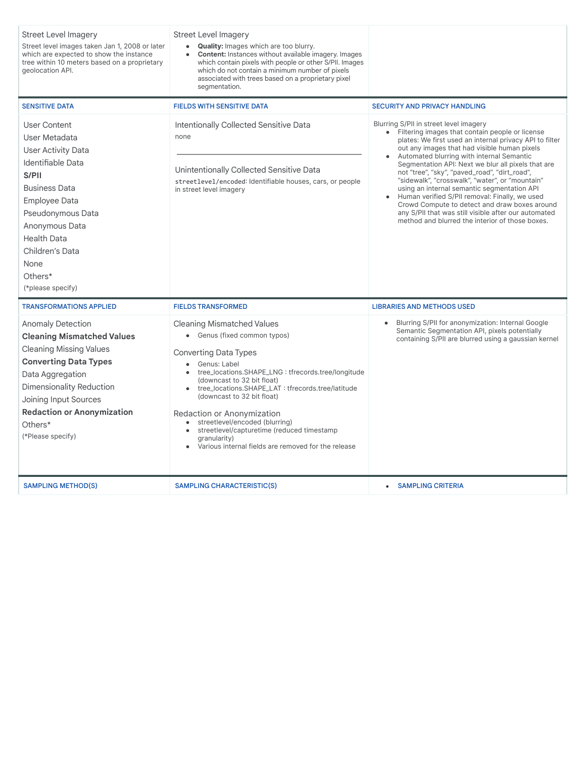| | | |
|---|---|---|
| Street Level Imagery<br>Street level images taken Jan 1, 2008 or later which are expected to show the instance tree within 10 meters based on a proprietary geolocation API. | Street Level Imagery<br>• **Quality:** Images which are too blurry.<br>• **Content:** Instances without available imagery. Images which contain pixels with people or other S/PII. Images which do not contain a minimum number of pixels associated with trees based on a proprietary pixel segmentation. | |

| SENSITIVE DATA | FIELDS WITH SENSITIVE DATA | SECURITY AND PRIVACY HANDLING |
|---|---|---|
| User Content<br>User Metadata<br>User Activity Data<br>Identifiable Data<br>**S/PII**<br>Business Data<br>Employee Data<br>Pseudonymous Data<br>Anonymous Data<br>Health Data<br>Children's Data<br>None<br>Others*<br>(*please specify) | Intentionally Collected Sensitive Data<br>none<br><br>Unintentionally Collected Sensitive Data<br>`streetlevel/encoded`: Identifiable houses, cars, or people in street level imagery | Blurring S/PII in street level imagery<br>• Filtering images that contain people or license plates: We first used an internal privacy API to filter out any images that had visible human pixels<br>• Automated blurring with internal Semantic Segmentation API: Next we blur all pixels that are not "tree", "sky", "paved_road", "dirt_road", "sidewalk", "crosswalk", "water", or "mountain" using an internal semantic segmentation API<br>• Human verified S/PII removal: Finally, we used Crowd Compute to detect and draw boxes around any S/PII that was still visible after our automated method and blurred the interior of those boxes. |

| TRANSFORMATIONS APPLIED | FIELDS TRANSFORMED | LIBRARIES AND METHODS USED |
|---|---|---|
| Anomaly Detection<br>**Cleaning Mismatched Values**<br>Cleaning Missing Values<br>**Converting Data Types**<br>Data Aggregation<br>Dimensionality Reduction<br>Joining Input Sources<br>**Redaction or Anonymization**<br>Others*<br>(*Please specify) | Cleaning Mismatched Values<br>• Genus (fixed common typos)<br><br>Converting Data Types<br>• Genus: Label<br>• tree_locations.SHAPE_LNG : tfrecords.tree/longitude (downcast to 32 bit float)<br>• tree_locations.SHAPE_LAT : tfrecords.tree/latitude (downcast to 32 bit float)<br><br>Redaction or Anonymization<br>• streetlevel/encoded (blurring)<br>• streetlevel/capturetime (reduced timestamp granularity)<br>• Various internal fields are removed for the release | • Blurring S/PII for anonymization: Internal Google Semantic Segmentation API, pixels potentially containing S/PII are blurred using a gaussian kernel |

| SAMPLING METHOD(S) | SAMPLING CHARACTERISTIC(S) | SAMPLING CRITERIA |
|---|---|---|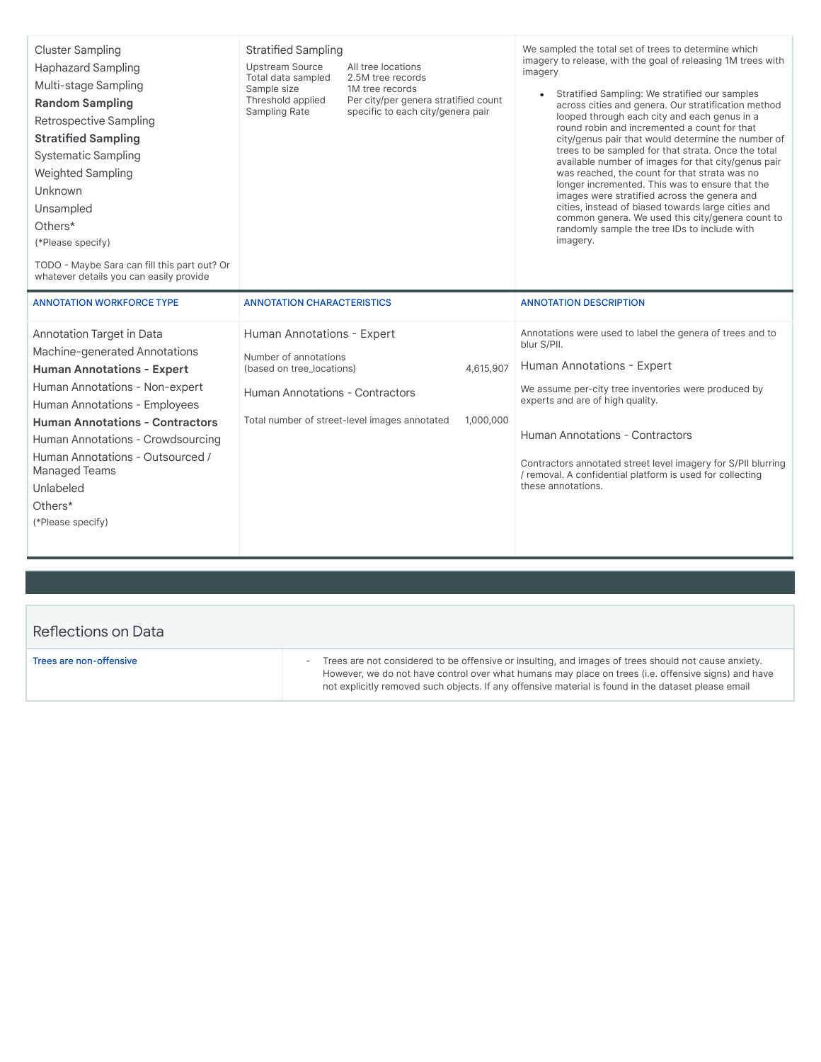| | | |
|---|---|---|
| Cluster Sampling<br>Haphazard Sampling<br>Multi-stage Sampling<br>**Random Sampling**<br>Retrospective Sampling<br>**Stratified Sampling**<br>Systematic Sampling<br>Weighted Sampling<br>Unknown<br>Unsampled<br>Others*<br>(*Please specify)<br><br>TODO - Maybe Sara can fill this part out? Or whatever details you can easily provide | Stratified Sampling<br><br>Upstream Source: All tree locations<br>Total data sampled: 2.5M tree records<br>Sample size: 1M tree records<br>Threshold applied: Per city/per genera stratified count<br>Sampling Rate: specific to each city/genera pair | We sampled the total set of trees to determine which imagery to release, with the goal of releasing 1M trees with imagery<br><br>• Stratified Sampling: We stratified our samples across cities and genera. Our stratification method looped through each city and each genus in a round robin and incremented a count for that city/genus pair that would determine the number of trees to be sampled for that strata. Once the total available number of images for that city/genus pair was reached, the count for that strata was no longer incremented. This was to ensure that the images were stratified across the genera and cities, instead of biased towards large cities and common genera. We used this city/genera count to randomly sample the tree IDs to include with imagery. |

| ANNOTATION WORKFORCE TYPE | ANNOTATION CHARACTERISTICS | ANNOTATION DESCRIPTION |
|---|---|---|
| Annotation Target in Data<br>Machine-generated Annotations<br>**Human Annotations - Expert**<br>Human Annotations - Non-expert<br>Human Annotations - Employees<br>**Human Annotations - Contractors**<br>Human Annotations - Crowdsourcing<br>Human Annotations - Outsourced / Managed Teams<br>Unlabeled<br>Others*<br>(*Please specify) | Human Annotations - Expert<br><br>Number of annotations (based on tree_locations): 4,615,907<br><br>Human Annotations - Contractors<br><br>Total number of street-level images annotated: 1,000,000 | Annotations were used to label the genera of trees and to blur S/PII.<br><br>Human Annotations - Expert<br><br>We assume per-city tree inventories were produced by experts and are of high quality.<br><br>Human Annotations - Contractors<br><br>Contractors annotated street level imagery for S/PII blurring / removal. A confidential platform is used for collecting these annotations. |

## Reflections on Data

| | |
|---|---|
| Trees are non-offensive | - Trees are not considered to be offensive or insulting, and images of trees should not cause anxiety. However, we do not have control over what humans may place on trees (i.e. offensive signs) and have not explicitly removed such objects. If any offensive material is found in the dataset please email |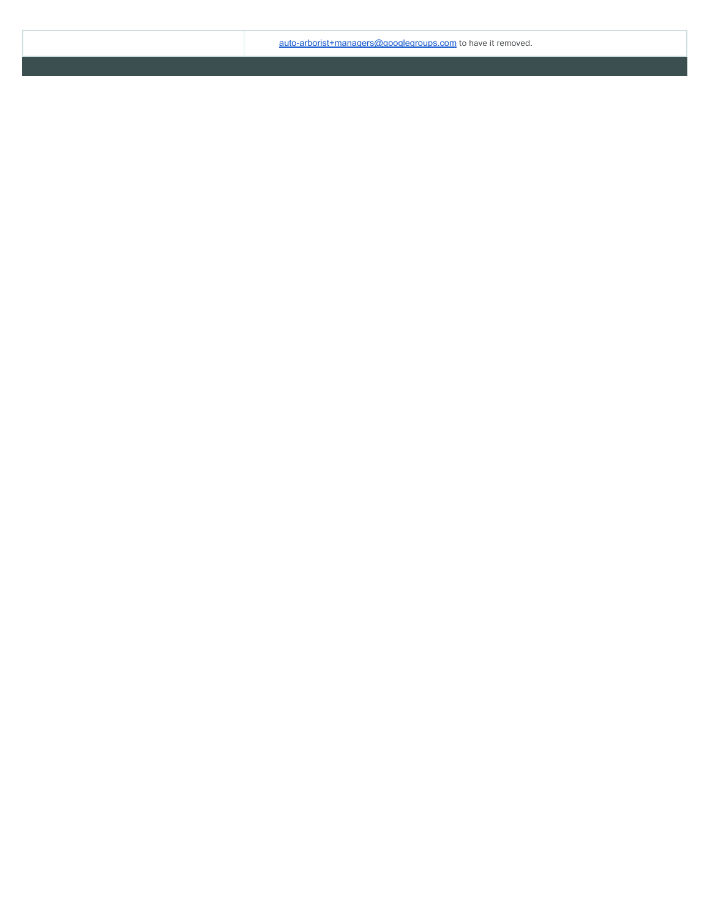| | |
|---|---|
| | auto-arborist+managers@googlegroups.com to have it removed. |